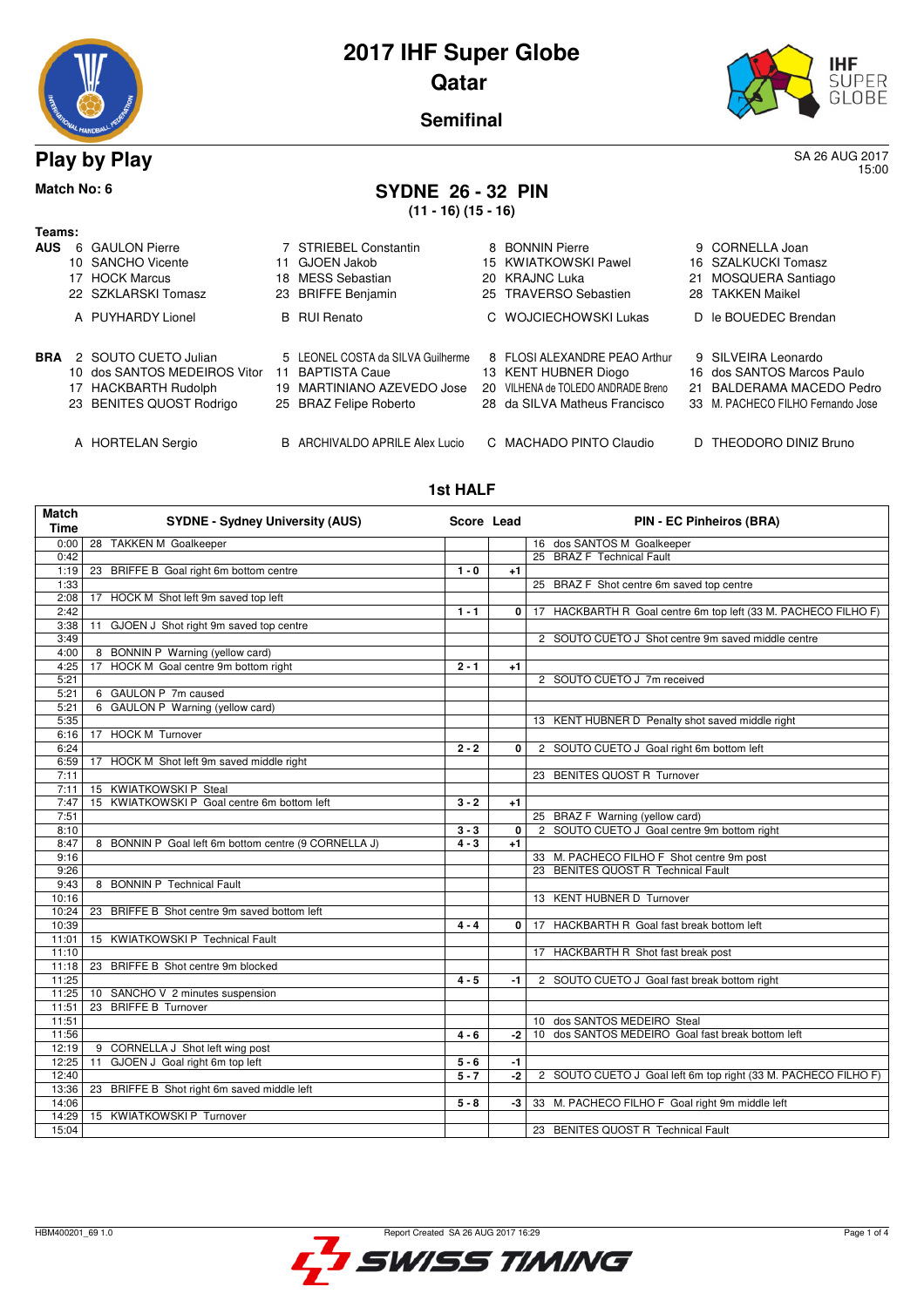# 2017 IHF Super Globe

## Qatar

### Semifinal

## Play by Play

SA 26 AUG 2017
15:00

**Match No: 6**

## SYDNE 26 - 32 PIN

**(11 - 16) (15 - 16)**

**Teams:**

**AUS**

| | | | |
|---|---|---|---|
| 6 GAULON Pierre | 7 STRIEBEL Constantin | 8 BONNIN Pierre | 9 CORNELLA Joan |
| 10 SANCHO Vicente | 11 GJOEN Jakob | 15 KWIATKOWSKI Pawel | 16 SZALKUCKI Tomasz |
| 17 HOCK Marcus | 18 MESS Sebastian | 20 KRAJNC Luka | 21 MOSQUERA Santiago |
| 22 SZKLARSKI Tomasz | 23 BRIFFE Benjamin | 25 TRAVERSO Sebastien | 28 TAKKEN Maikel |
| A PUYHARDY Lionel | B RUI Renato | C WOJCIECHOWSKI Lukas | D le BOUEDEC Brendan |

**BRA**

| | | | |
|---|---|---|---|
| 2 SOUTO CUETO Julian | 5 LEONEL COSTA da SILVA Guilherme | 8 FLOSI ALEXANDRE PEAO Arthur | 9 SILVEIRA Leonardo |
| 10 dos SANTOS MEDEIROS Vitor | 11 BAPTISTA Caue | 13 KENT HUBNER Diogo | 16 dos SANTOS Marcos Paulo |
| 17 HACKBARTH Rudolph | 19 MARTINIANO AZEVEDO Jose | 20 VILHENA de TOLEDO ANDRADE Breno | 21 BALDERAMA MACEDO Pedro |
| 23 BENITES QUOST Rodrigo | 25 BRAZ Felipe Roberto | 28 da SILVA Matheus Francisco | 33 M. PACHECO FILHO Fernando Jose |
| A HORTELAN Sergio | B ARCHIVALDO APRILE Alex Lucio | C MACHADO PINTO Claudio | D THEODORO DINIZ Bruno |

### 1st HALF

| Match Time | SYDNE - Sydney University (AUS) | Score | Lead | PIN - EC Pinheiros (BRA) |
|---|---|---|---|---|
| 0:00 | 28 TAKKEN M Goalkeeper | | | 16 dos SANTOS M Goalkeeper |
| 0:42 | | | | 25 BRAZ F Technical Fault |
| 1:19 | 23 BRIFFE B Goal right 6m bottom centre | 1 - 0 | +1 | |
| 1:33 | | | | 25 BRAZ F Shot centre 6m saved top centre |
| 2:08 | 17 HOCK M Shot left 9m saved top left | | | |
| 2:42 | | 1 - 1 | 0 | 17 HACKBARTH R Goal centre 6m top left (33 M. PACHECO FILHO F) |
| 3:38 | 11 GJOEN J Shot right 9m saved top centre | | | |
| 3:49 | | | | 2 SOUTO CUETO J Shot centre 9m saved middle centre |
| 4:00 | 8 BONNIN P Warning (yellow card) | | | |
| 4:25 | 17 HOCK M Goal centre 9m bottom right | 2 - 1 | +1 | |
| 5:21 | | | | 2 SOUTO CUETO J 7m received |
| 5:21 | 6 GAULON P 7m caused | | | |
| 5:21 | 6 GAULON P Warning (yellow card) | | | |
| 5:35 | | | | 13 KENT HUBNER D Penalty shot saved middle right |
| 6:16 | 17 HOCK M Turnover | | | |
| 6:24 | | 2 - 2 | 0 | 2 SOUTO CUETO J Goal right 6m bottom left |
| 6:59 | 17 HOCK M Shot left 9m saved middle right | | | |
| 7:11 | | | | 23 BENITES QUOST R Turnover |
| 7:11 | 15 KWIATKOWSKI P Steal | | | |
| 7:47 | 15 KWIATKOWSKI P Goal centre 6m bottom left | 3 - 2 | +1 | |
| 7:51 | | | | 25 BRAZ F Warning (yellow card) |
| 8:10 | | 3 - 3 | 0 | 2 SOUTO CUETO J Goal centre 9m bottom right |
| 8:47 | 8 BONNIN P Goal left 6m bottom centre (9 CORNELLA J) | 4 - 3 | +1 | |
| 9:16 | | | | 33 M. PACHECO FILHO F Shot centre 9m post |
| 9:26 | | | | 23 BENITES QUOST R Technical Fault |
| 9:43 | 8 BONNIN P Technical Fault | | | |
| 10:16 | | | | 13 KENT HUBNER D Turnover |
| 10:24 | 23 BRIFFE B Shot centre 9m saved bottom left | | | |
| 10:39 | | 4 - 4 | 0 | 17 HACKBARTH R Goal fast break bottom left |
| 11:01 | 15 KWIATKOWSKI P Technical Fault | | | |
| 11:10 | | | | 17 HACKBARTH R Shot fast break post |
| 11:18 | 23 BRIFFE B Shot centre 9m blocked | | | |
| 11:25 | | 4 - 5 | -1 | 2 SOUTO CUETO J Goal fast break bottom right |
| 11:25 | 10 SANCHO V 2 minutes suspension | | | |
| 11:51 | 23 BRIFFE B Turnover | | | |
| 11:51 | | | | 10 dos SANTOS MEDEIRO Steal |
| 11:56 | | 4 - 6 | -2 | 10 dos SANTOS MEDEIRO Goal fast break bottom left |
| 12:19 | 9 CORNELLA J Shot left wing post | | | |
| 12:25 | 11 GJOEN J Goal right 6m top left | 5 - 6 | -1 | |
| 12:40 | | 5 - 7 | -2 | 2 SOUTO CUETO J Goal left 6m top right (33 M. PACHECO FILHO F) |
| 13:36 | 23 BRIFFE B Shot right 6m saved middle left | | | |
| 14:06 | | 5 - 8 | -3 | 33 M. PACHECO FILHO F Goal right 9m middle left |
| 14:29 | 15 KWIATKOWSKI P Turnover | | | |
| 15:04 | | | | 23 BENITES QUOST R Technical Fault |

HBM400201_69 1.0 Report Created SA 26 AUG 2017 16:29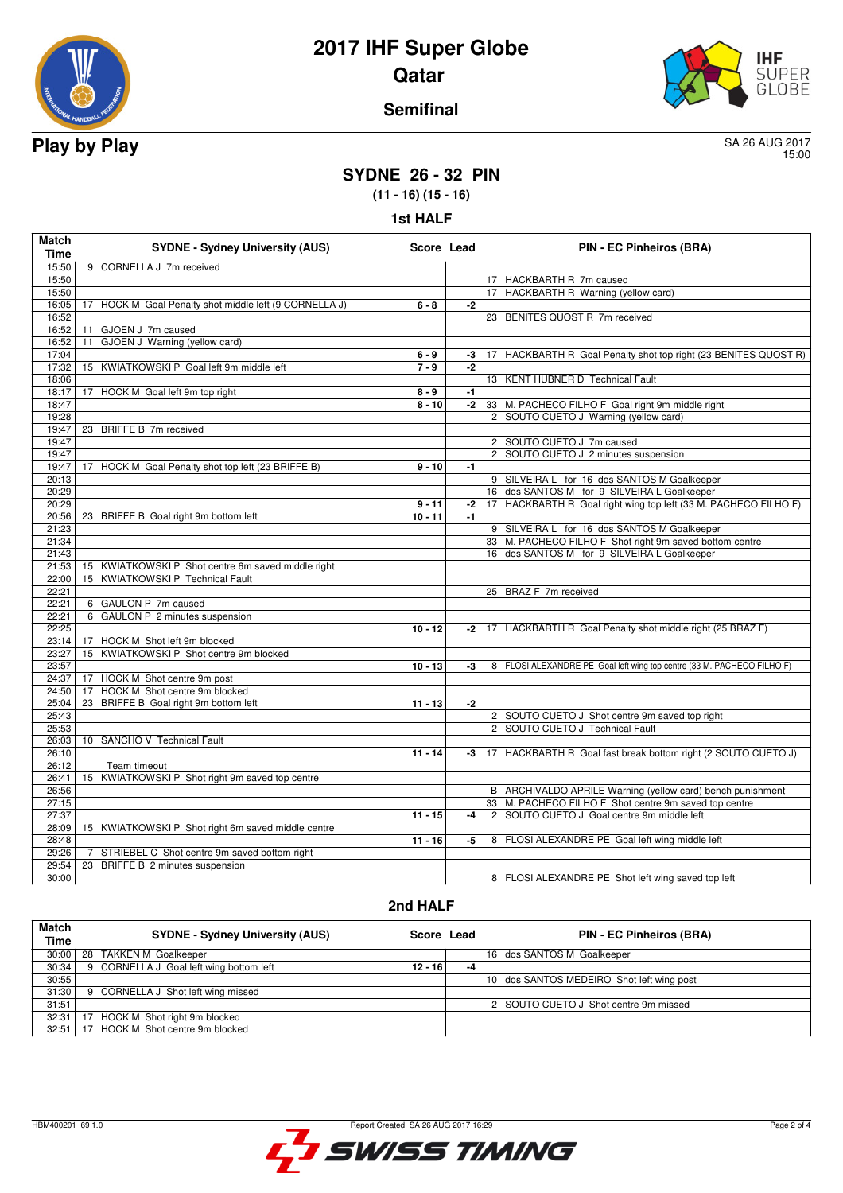# 2017 IHF Super Globe

## Qatar

### Semifinal

**Play by Play**

SA 26 AUG 2017
15:00

## SYDNE 26 - 32 PIN

**(11 - 16) (15 - 16)**

### 1st HALF

| Match Time | SYDNE - Sydney University (AUS) | Score | Lead | PIN - EC Pinheiros (BRA) |
|---|---|---|---|---|
| 15:50 | 9 CORNELLA J 7m received | | | |
| 15:50 | | | | 17 HACKBARTH R 7m caused |
| 15:50 | | | | 17 HACKBARTH R Warning (yellow card) |
| 16:05 | 17 HOCK M Goal Penalty shot middle left (9 CORNELLA J) | 6 - 8 | -2 | |
| 16:52 | | | | 23 BENITES QUOST R 7m received |
| 16:52 | 11 GJOEN J 7m caused | | | |
| 16:52 | 11 GJOEN J Warning (yellow card) | | | |
| 17:04 | | 6 - 9 | -3 | 17 HACKBARTH R Goal Penalty shot top right (23 BENITES QUOST R) |
| 17:32 | 15 KWIATKOWSKI P Goal left 9m middle left | 7 - 9 | -2 | |
| 18:06 | | | | 13 KENT HUBNER D Technical Fault |
| 18:17 | 17 HOCK M Goal left 9m top right | 8 - 9 | -1 | |
| 18:47 | | 8 - 10 | -2 | 33 M. PACHECO FILHO F Goal right 9m middle right |
| 19:28 | | | | 2 SOUTO CUETO J Warning (yellow card) |
| 19:47 | 23 BRIFFE B 7m received | | | |
| 19:47 | | | | 2 SOUTO CUETO J 7m caused |
| 19:47 | | | | 2 SOUTO CUETO J 2 minutes suspension |
| 19:47 | 17 HOCK M Goal Penalty shot top left (23 BRIFFE B) | 9 - 10 | -1 | |
| 20:13 | | | | 9 SILVEIRA L for 16 dos SANTOS M Goalkeeper |
| 20:29 | | | | 16 dos SANTOS M for 9 SILVEIRA L Goalkeeper |
| 20:29 | | 9 - 11 | -2 | 17 HACKBARTH R Goal right wing top left (33 M. PACHECO FILHO F) |
| 20:56 | 23 BRIFFE B Goal right 9m bottom left | 10 - 11 | -1 | |
| 21:23 | | | | 9 SILVEIRA L for 16 dos SANTOS M Goalkeeper |
| 21:34 | | | | 33 M. PACHECO FILHO F Shot right 9m saved bottom centre |
| 21:43 | | | | 16 dos SANTOS M for 9 SILVEIRA L Goalkeeper |
| 21:53 | 15 KWIATKOWSKI P Shot centre 6m saved middle right | | | |
| 22:00 | 15 KWIATKOWSKI P Technical Fault | | | |
| 22:21 | | | | 25 BRAZ F 7m received |
| 22:21 | 6 GAULON P 7m caused | | | |
| 22:21 | 6 GAULON P 2 minutes suspension | | | |
| 22:25 | | 10 - 12 | -2 | 17 HACKBARTH R Goal Penalty shot middle right (25 BRAZ F) |
| 23:14 | 17 HOCK M Shot left 9m blocked | | | |
| 23:27 | 15 KWIATKOWSKI P Shot centre 9m blocked | | | |
| 23:57 | | 10 - 13 | -3 | 8 FLOSI ALEXANDRE PE Goal left wing top centre (33 M. PACHECO FILHO F) |
| 24:37 | 17 HOCK M Shot centre 9m post | | | |
| 24:50 | 17 HOCK M Shot centre 9m blocked | | | |
| 25:04 | 23 BRIFFE B Goal right 9m bottom left | 11 - 13 | -2 | |
| 25:43 | | | | 2 SOUTO CUETO J Shot centre 9m saved top right |
| 25:53 | | | | 2 SOUTO CUETO J Technical Fault |
| 26:03 | 10 SANCHO V Technical Fault | | | |
| 26:10 | | 11 - 14 | -3 | 17 HACKBARTH R Goal fast break bottom right (2 SOUTO CUETO J) |
| 26:12 | Team timeout | | | |
| 26:41 | 15 KWIATKOWSKI P Shot right 9m saved top centre | | | |
| 26:56 | | | | B ARCHIVALDO APRILE Warning (yellow card) bench punishment |
| 27:15 | | | | 33 M. PACHECO FILHO F Shot centre 9m saved top centre |
| 27:37 | | 11 - 15 | -4 | 2 SOUTO CUETO J Goal centre 9m middle left |
| 28:09 | 15 KWIATKOWSKI P Shot right 6m saved middle centre | | | |
| 28:48 | | 11 - 16 | -5 | 8 FLOSI ALEXANDRE PE Goal left wing middle left |
| 29:26 | 7 STRIEBEL C Shot centre 9m saved bottom right | | | |
| 29:54 | 23 BRIFFE B 2 minutes suspension | | | |
| 30:00 | | | | 8 FLOSI ALEXANDRE PE Shot left wing saved top left |

### 2nd HALF

| Match Time | SYDNE - Sydney University (AUS) | Score | Lead | PIN - EC Pinheiros (BRA) |
|---|---|---|---|---|
| 30:00 | 28 TAKKEN M Goalkeeper | | | 16 dos SANTOS M Goalkeeper |
| 30:34 | 9 CORNELLA J Goal left wing bottom left | 12 - 16 | -4 | |
| 30:55 | | | | 10 dos SANTOS MEDEIRO Shot left wing post |
| 31:30 | 9 CORNELLA J Shot left wing missed | | | |
| 31:51 | | | | 2 SOUTO CUETO J Shot centre 9m missed |
| 32:31 | 17 HOCK M Shot right 9m blocked | | | |
| 32:51 | 17 HOCK M Shot centre 9m blocked | | | |

HBM400201_69 1.0 Report Created SA 26 AUG 2017 16:29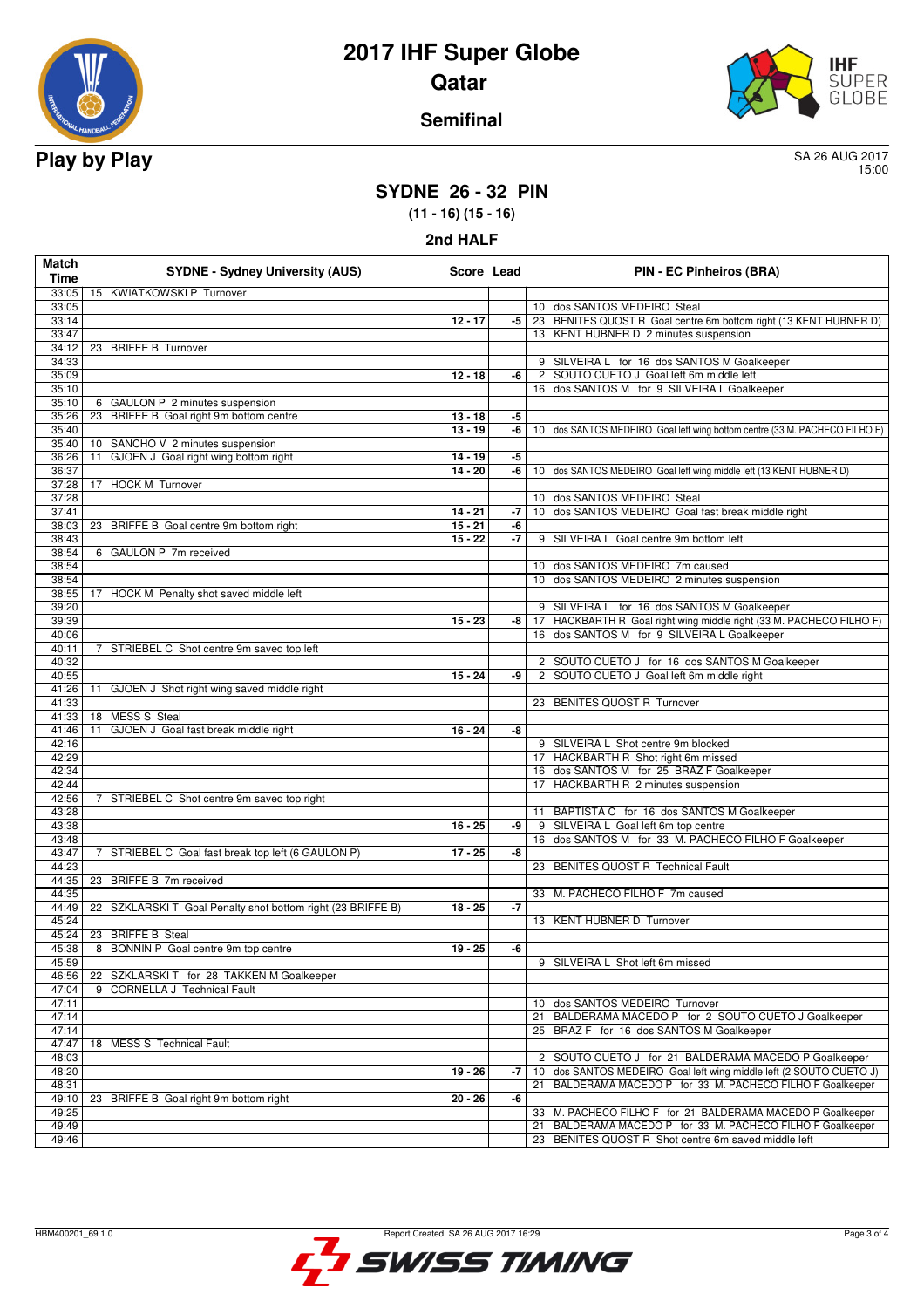# 2017 IHF Super Globe
## Qatar
### Semifinal

**Play by Play**

SA 26 AUG 2017
15:00

### SYDNE 26 - 32 PIN
**(11 - 16) (15 - 16)**

### 2nd HALF

| Match Time | SYDNE - Sydney University (AUS) | Score | Lead | PIN - EC Pinheiros (BRA) |
|---|---|---|---|---|
| 33:05 | 15 KWIATKOWSKI P Turnover | | | |
| 33:05 | | | | 10 dos SANTOS MEDEIRO Steal |
| 33:14 | | 12 - 17 | -5 | 23 BENITES QUOST R Goal centre 6m bottom right (13 KENT HUBNER D) |
| 33:47 | | | | 13 KENT HUBNER D 2 minutes suspension |
| 34:12 | 23 BRIFFE B Turnover | | | |
| 34:33 | | | | 9 SILVEIRA L for 16 dos SANTOS M Goalkeeper |
| 35:09 | | 12 - 18 | -6 | 2 SOUTO CUETO J Goal left 6m middle left |
| 35:10 | | | | 16 dos SANTOS M for 9 SILVEIRA L Goalkeeper |
| 35:10 | 6 GAULON P 2 minutes suspension | | | |
| 35:26 | 23 BRIFFE B Goal right 9m bottom centre | 13 - 18 | -5 | |
| 35:40 | | 13 - 19 | -6 | 10 dos SANTOS MEDEIRO Goal left wing bottom centre (33 M. PACHECO FILHO F) |
| 35:40 | 10 SANCHO V 2 minutes suspension | | | |
| 36:26 | 11 GJOEN J Goal right wing bottom right | 14 - 19 | -5 | |
| 36:37 | | 14 - 20 | -6 | 10 dos SANTOS MEDEIRO Goal left wing middle left (13 KENT HUBNER D) |
| 37:28 | 17 HOCK M Turnover | | | |
| 37:28 | | | | 10 dos SANTOS MEDEIRO Steal |
| 37:41 | | 14 - 21 | -7 | 10 dos SANTOS MEDEIRO Goal fast break middle right |
| 38:03 | 23 BRIFFE B Goal centre 9m bottom right | 15 - 21 | -6 | |
| 38:43 | | 15 - 22 | -7 | 9 SILVEIRA L Goal centre 9m bottom left |
| 38:54 | 6 GAULON P 7m received | | | |
| 38:54 | | | | 10 dos SANTOS MEDEIRO 7m caused |
| 38:54 | | | | 10 dos SANTOS MEDEIRO 2 minutes suspension |
| 38:55 | 17 HOCK M Penalty shot saved middle left | | | |
| 39:20 | | | | 9 SILVEIRA L for 16 dos SANTOS M Goalkeeper |
| 39:39 | | 15 - 23 | -8 | 17 HACKBARTH R Goal right wing middle right (33 M. PACHECO FILHO F) |
| 40:06 | | | | 16 dos SANTOS M for 9 SILVEIRA L Goalkeeper |
| 40:11 | 7 STRIEBEL C Shot centre 9m saved top left | | | |
| 40:32 | | | | 2 SOUTO CUETO J for 16 dos SANTOS M Goalkeeper |
| 40:55 | | 15 - 24 | -9 | 2 SOUTO CUETO J Goal left 6m middle right |
| 41:26 | 11 GJOEN J Shot right wing saved middle right | | | |
| 41:33 | | | | 23 BENITES QUOST R Turnover |
| 41:33 | 18 MESS S Steal | | | |
| 41:46 | 11 GJOEN J Goal fast break middle right | 16 - 24 | -8 | |
| 42:16 | | | | 9 SILVEIRA L Shot centre 9m blocked |
| 42:29 | | | | 17 HACKBARTH R Shot right 6m missed |
| 42:34 | | | | 16 dos SANTOS M for 25 BRAZ F Goalkeeper |
| 42:44 | | | | 17 HACKBARTH R 2 minutes suspension |
| 42:56 | 7 STRIEBEL C Shot centre 9m saved top right | | | |
| 43:28 | | | | 11 BAPTISTA C for 16 dos SANTOS M Goalkeeper |
| 43:38 | | 16 - 25 | -9 | 9 SILVEIRA L Goal left 6m top centre |
| 43:48 | | | | 16 dos SANTOS M for 33 M. PACHECO FILHO F Goalkeeper |
| 43:47 | 7 STRIEBEL C Goal fast break top left (6 GAULON P) | 17 - 25 | -8 | |
| 44:23 | | | | 23 BENITES QUOST R Technical Fault |
| 44:35 | 23 BRIFFE B 7m received | | | |
| 44:35 | | | | 33 M. PACHECO FILHO F 7m caused |
| 44:49 | 22 SZKLARSKI T Goal Penalty shot bottom right (23 BRIFFE B) | 18 - 25 | -7 | |
| 45:24 | | | | 13 KENT HUBNER D Turnover |
| 45:24 | 23 BRIFFE B Steal | | | |
| 45:38 | 8 BONNIN P Goal centre 9m top centre | 19 - 25 | -6 | |
| 45:59 | | | | 9 SILVEIRA L Shot left 6m missed |
| 46:56 | 22 SZKLARSKI T for 28 TAKKEN M Goalkeeper | | | |
| 47:04 | 9 CORNELLA J Technical Fault | | | |
| 47:11 | | | | 10 dos SANTOS MEDEIRO Turnover |
| 47:14 | | | | 21 BALDERAMA MACEDO P for 2 SOUTO CUETO J Goalkeeper |
| 47:14 | | | | 25 BRAZ F for 16 dos SANTOS M Goalkeeper |
| 47:47 | 18 MESS S Technical Fault | | | |
| 48:03 | | | | 2 SOUTO CUETO J for 21 BALDERAMA MACEDO P Goalkeeper |
| 48:20 | | 19 - 26 | -7 | 10 dos SANTOS MEDEIRO Goal left wing middle left (2 SOUTO CUETO J) |
| 48:31 | | | | 21 BALDERAMA MACEDO P for 33 M. PACHECO FILHO F Goalkeeper |
| 49:10 | 23 BRIFFE B Goal right 9m bottom right | 20 - 26 | -6 | |
| 49:25 | | | | 33 M. PACHECO FILHO F for 21 BALDERAMA MACEDO P Goalkeeper |
| 49:49 | | | | 21 BALDERAMA MACEDO P for 33 M. PACHECO FILHO F Goalkeeper |
| 49:46 | | | | 23 BENITES QUOST R Shot centre 6m saved middle left |

HBM400201_69 1.0 — Report Created SA 26 AUG 2017 16:29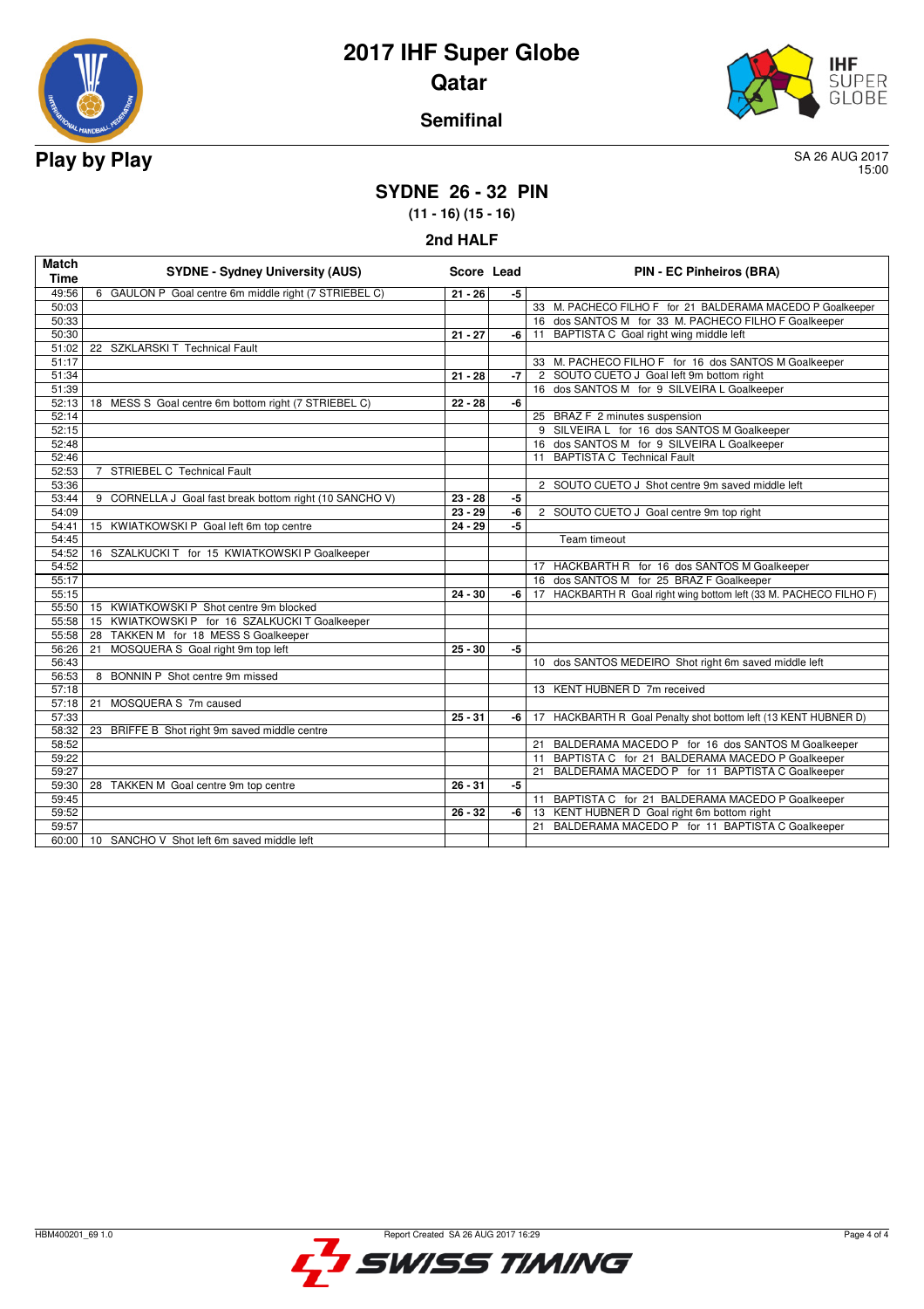# 2017 IHF Super Globe
## Qatar
### Semifinal

**Play by Play**

SA 26 AUG 2017
15:00

## SYDNE 26 - 32 PIN
**(11 - 16) (15 - 16)**

### 2nd HALF

| Match Time | SYDNE - Sydney University (AUS) | Score | Lead | PIN - EC Pinheiros (BRA) |
|---|---|---|---|---|
| 49:56 | 6 GAULON P Goal centre 6m middle right (7 STRIEBEL C) | 21 - 26 | -5 | |
| 50:03 | | | | 33 M. PACHECO FILHO F for 21 BALDERAMA MACEDO P Goalkeeper |
| 50:33 | | | | 16 dos SANTOS M for 33 M. PACHECO FILHO F Goalkeeper |
| 50:30 | | 21 - 27 | -6 | 11 BAPTISTA C Goal right wing middle left |
| 51:02 | 22 SZKLARSKI T Technical Fault | | | |
| 51:17 | | | | 33 M. PACHECO FILHO F for 16 dos SANTOS M Goalkeeper |
| 51:34 | | 21 - 28 | -7 | 2 SOUTO CUETO J Goal left 9m bottom right |
| 51:39 | | | | 16 dos SANTOS M for 9 SILVEIRA L Goalkeeper |
| 52:13 | 18 MESS S Goal centre 6m bottom right (7 STRIEBEL C) | 22 - 28 | -6 | |
| 52:14 | | | | 25 BRAZ F 2 minutes suspension |
| 52:15 | | | | 9 SILVEIRA L for 16 dos SANTOS M Goalkeeper |
| 52:48 | | | | 16 dos SANTOS M for 9 SILVEIRA L Goalkeeper |
| 52:46 | | | | 11 BAPTISTA C Technical Fault |
| 52:53 | 7 STRIEBEL C Technical Fault | | | |
| 53:36 | | | | 2 SOUTO CUETO J Shot centre 9m saved middle left |
| 53:44 | 9 CORNELLA J Goal fast break bottom right (10 SANCHO V) | 23 - 28 | -5 | |
| 54:09 | | 23 - 29 | -6 | 2 SOUTO CUETO J Goal centre 9m top right |
| 54:41 | 15 KWIATKOWSKI P Goal left 6m top centre | 24 - 29 | -5 | |
| 54:45 | | | | Team timeout |
| 54:52 | 16 SZALKUCKI T for 15 KWIATKOWSKI P Goalkeeper | | | |
| 54:52 | | | | 17 HACKBARTH R for 16 dos SANTOS M Goalkeeper |
| 55:17 | | | | 16 dos SANTOS M for 25 BRAZ F Goalkeeper |
| 55:15 | | 24 - 30 | -6 | 17 HACKBARTH R Goal right wing bottom left (33 M. PACHECO FILHO F) |
| 55:50 | 15 KWIATKOWSKI P Shot centre 9m blocked | | | |
| 55:58 | 15 KWIATKOWSKI P for 16 SZALKUCKI T Goalkeeper | | | |
| 55:58 | 28 TAKKEN M for 18 MESS S Goalkeeper | | | |
| 56:26 | 21 MOSQUERA S Goal right 9m top left | 25 - 30 | -5 | |
| 56:43 | | | | 10 dos SANTOS MEDEIRO Shot right 6m saved middle left |
| 56:53 | 8 BONNIN P Shot centre 9m missed | | | |
| 57:18 | | | | 13 KENT HUBNER D 7m received |
| 57:18 | 21 MOSQUERA S 7m caused | | | |
| 57:33 | | 25 - 31 | -6 | 17 HACKBARTH R Goal Penalty shot bottom left (13 KENT HUBNER D) |
| 58:32 | 23 BRIFFE B Shot right 9m saved middle centre | | | |
| 58:52 | | | | 21 BALDERAMA MACEDO P for 16 dos SANTOS M Goalkeeper |
| 59:22 | | | | 11 BAPTISTA C for 21 BALDERAMA MACEDO P Goalkeeper |
| 59:27 | | | | 21 BALDERAMA MACEDO P for 11 BAPTISTA C Goalkeeper |
| 59:30 | 28 TAKKEN M Goal centre 9m top centre | 26 - 31 | -5 | |
| 59:45 | | | | 11 BAPTISTA C for 21 BALDERAMA MACEDO P Goalkeeper |
| 59:52 | | 26 - 32 | -6 | 13 KENT HUBNER D Goal right 6m bottom right |
| 59:57 | | | | 21 BALDERAMA MACEDO P for 11 BAPTISTA C Goalkeeper |
| 60:00 | 10 SANCHO V Shot left 6m saved middle left | | | |

HBM400201_69 1.0 Report Created SA 26 AUG 2017 16:29